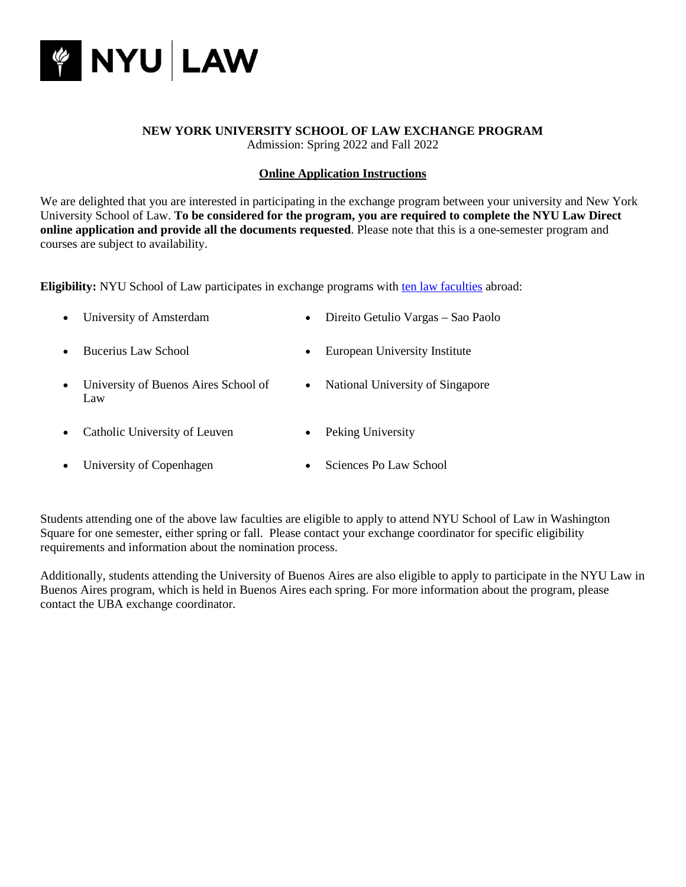# NEW YORK UNIVERSITY SCHOOL OF LAW EXCHANGE PROGRAM

Admission: Spring 2022 and Fall 2022

## Online Application Instructions

We are delighted that you are interested in participating in the exchange program between your university and New York University School of Law. **To be considered for the program, you are required to complete the NYU Law Direct online application and provide all the documents requested**. Please note that this is a one-semester program and courses are subject to availability.

**Eligibility:** NYU School of Law participates in exchange programs with ten law faculties abroad:

- University of Amsterdam
- Bucerius Law School
- University of Buenos Aires School of Law
- Catholic University of Leuven
- University of Copenhagen
- Direito Getulio Vargas – Sao Paolo
- European University Institute
- National University of Singapore
- Peking University
- Sciences Po Law School

Students attending one of the above law faculties are eligible to apply to attend NYU School of Law in Washington Square for one semester, either spring or fall. Please contact your exchange coordinator for specific eligibility requirements and information about the nomination process.

Additionally, students attending the University of Buenos Aires are also eligible to apply to participate in the NYU Law in Buenos Aires program, which is held in Buenos Aires each spring. For more information about the program, please contact the UBA exchange coordinator.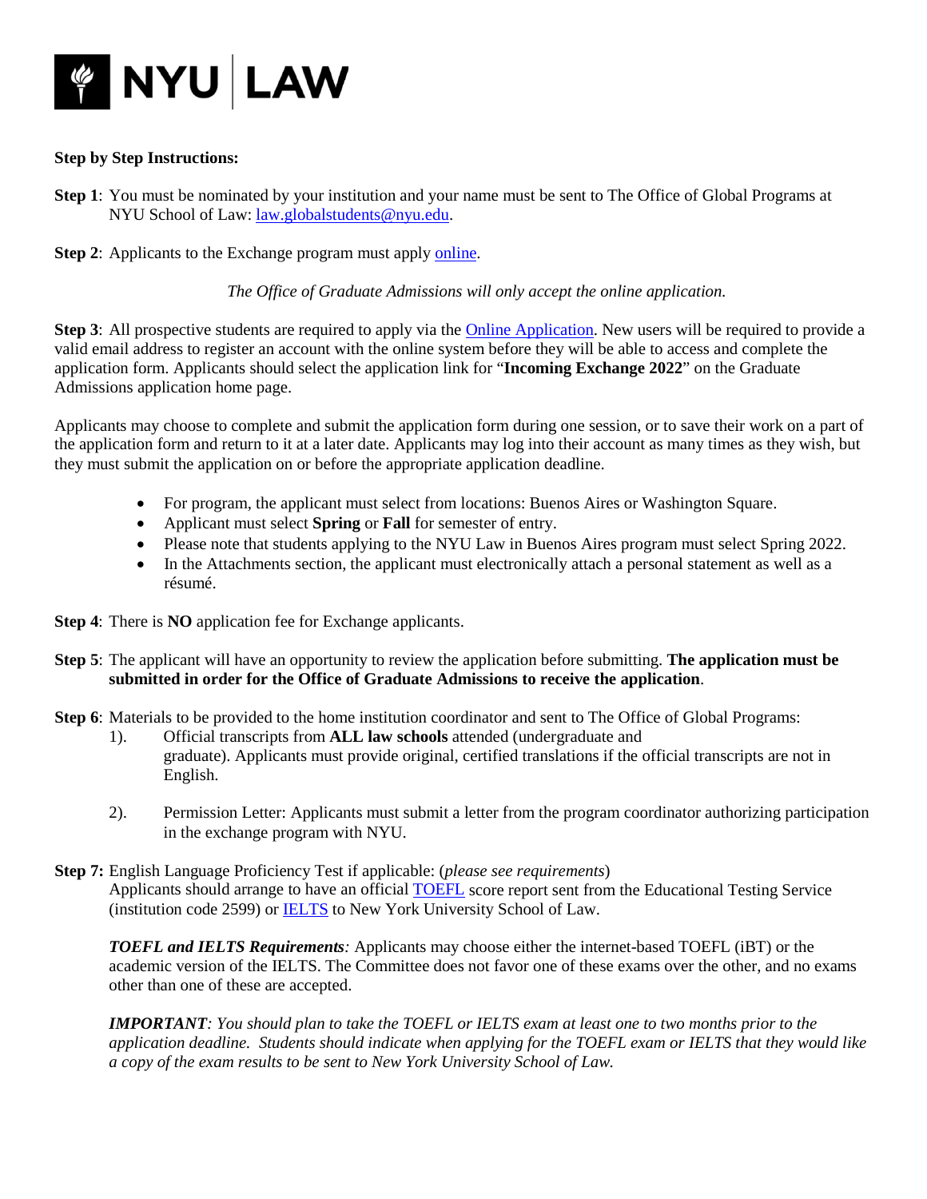**Step by Step Instructions:**

**Step 1**: You must be nominated by your institution and your name must be sent to The Office of Global Programs at NYU School of Law: law.globalstudents@nyu.edu.

**Step 2**: Applicants to the Exchange program must apply online.

*The Office of Graduate Admissions will only accept the online application.*

**Step 3**: All prospective students are required to apply via the Online Application. New users will be required to provide a valid email address to register an account with the online system before they will be able to access and complete the application form. Applicants should select the application link for "**Incoming Exchange 2022**" on the Graduate Admissions application home page.

Applicants may choose to complete and submit the application form during one session, or to save their work on a part of the application form and return to it at a later date. Applicants may log into their account as many times as they wish, but they must submit the application on or before the appropriate application deadline.

- For program, the applicant must select from locations: Buenos Aires or Washington Square.
- Applicant must select **Spring** or **Fall** for semester of entry.
- Please note that students applying to the NYU Law in Buenos Aires program must select Spring 2022.
- In the Attachments section, the applicant must electronically attach a personal statement as well as a résumé.

**Step 4**: There is **NO** application fee for Exchange applicants.

**Step 5**: The applicant will have an opportunity to review the application before submitting. **The application must be submitted in order for the Office of Graduate Admissions to receive the application**.

**Step 6**: Materials to be provided to the home institution coordinator and sent to The Office of Global Programs:

1). Official transcripts from **ALL law schools** attended (undergraduate and graduate). Applicants must provide original, certified translations if the official transcripts are not in English.

2). Permission Letter: Applicants must submit a letter from the program coordinator authorizing participation in the exchange program with NYU.

**Step 7:** English Language Proficiency Test if applicable: (*please see requirements*)
Applicants should arrange to have an official TOEFL score report sent from the Educational Testing Service (institution code 2599) or IELTS to New York University School of Law.

***TOEFL and IELTS Requirements****:* Applicants may choose either the internet-based TOEFL (iBT) or the academic version of the IELTS. The Committee does not favor one of these exams over the other, and no exams other than one of these are accepted.

***IMPORTANT****: You should plan to take the TOEFL or IELTS exam at least one to two months prior to the application deadline. Students should indicate when applying for the TOEFL exam or IELTS that they would like a copy of the exam results to be sent to New York University School of Law.*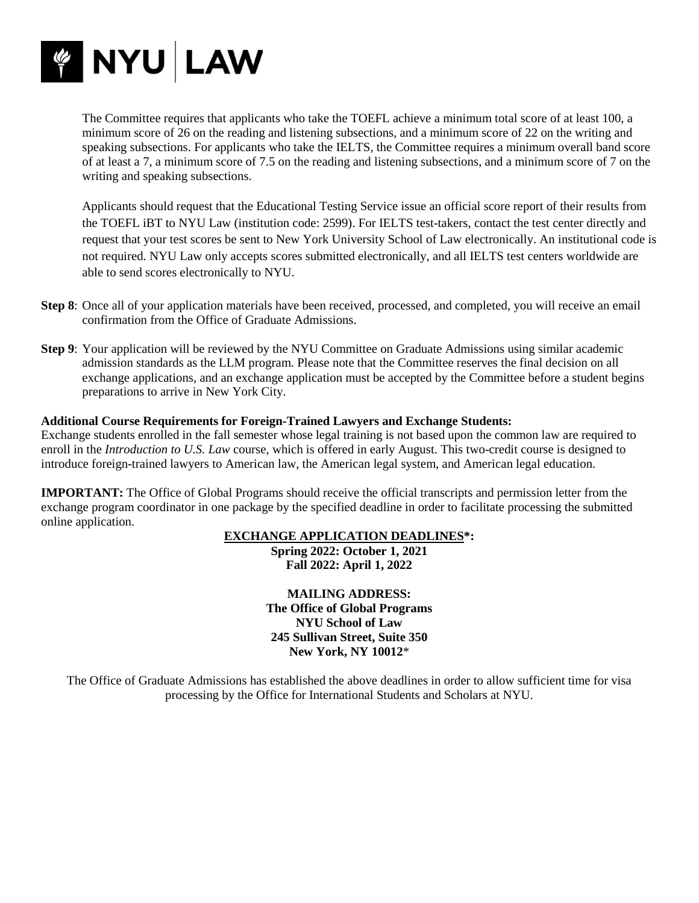The Committee requires that applicants who take the TOEFL achieve a minimum total score of at least 100, a minimum score of 26 on the reading and listening subsections, and a minimum score of 22 on the writing and speaking subsections. For applicants who take the IELTS, the Committee requires a minimum overall band score of at least a 7, a minimum score of 7.5 on the reading and listening subsections, and a minimum score of 7 on the writing and speaking subsections.

Applicants should request that the Educational Testing Service issue an official score report of their results from the TOEFL iBT to NYU Law (institution code: 2599). For IELTS test-takers, contact the test center directly and request that your test scores be sent to New York University School of Law electronically. An institutional code is not required. NYU Law only accepts scores submitted electronically, and all IELTS test centers worldwide are able to send scores electronically to NYU.

**Step 8**: Once all of your application materials have been received, processed, and completed, you will receive an email confirmation from the Office of Graduate Admissions.

**Step 9**: Your application will be reviewed by the NYU Committee on Graduate Admissions using similar academic admission standards as the LLM program. Please note that the Committee reserves the final decision on all exchange applications, and an exchange application must be accepted by the Committee before a student begins preparations to arrive in New York City.

**Additional Course Requirements for Foreign-Trained Lawyers and Exchange Students:**
Exchange students enrolled in the fall semester whose legal training is not based upon the common law are required to enroll in the *Introduction to U.S. Law* course, which is offered in early August. This two-credit course is designed to introduce foreign-trained lawyers to American law, the American legal system, and American legal education.

**IMPORTANT:** The Office of Global Programs should receive the official transcripts and permission letter from the exchange program coordinator in one package by the specified deadline in order to facilitate processing the submitted online application.

**EXCHANGE APPLICATION DEADLINES*:**

**Spring 2022: October 1, 2021**
**Fall 2022: April 1, 2022**

**MAILING ADDRESS:**
**The Office of Global Programs**
**NYU School of Law**
**245 Sullivan Street, Suite 350**
**New York, NY 10012***

The Office of Graduate Admissions has established the above deadlines in order to allow sufficient time for visa processing by the Office for International Students and Scholars at NYU.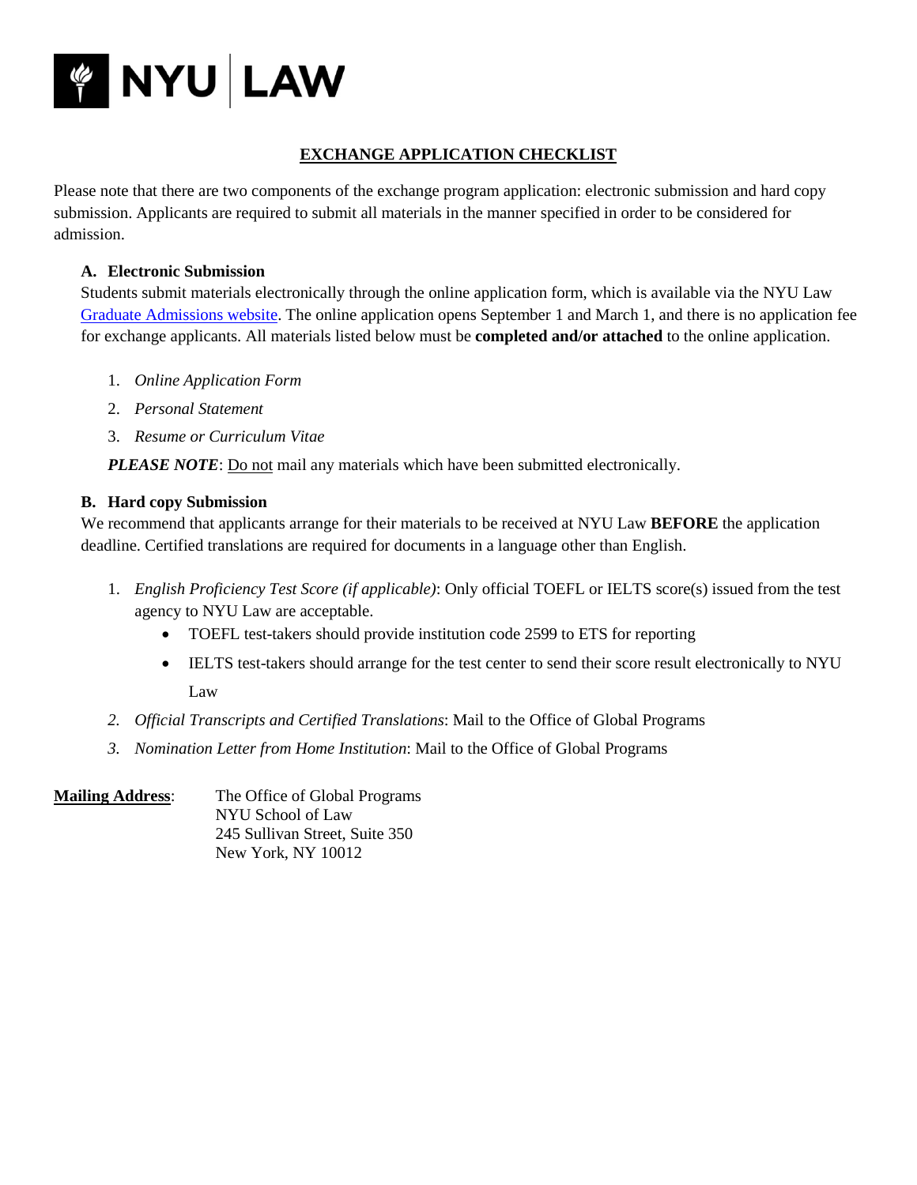NYU | LAW

# EXCHANGE APPLICATION CHECKLIST

Please note that there are two components of the exchange program application: electronic submission and hard copy submission. Applicants are required to submit all materials in the manner specified in order to be considered for admission.

### A. Electronic Submission

Students submit materials electronically through the online application form, which is available via the NYU Law Graduate Admissions website. The online application opens September 1 and March 1, and there is no application fee for exchange applicants. All materials listed below must be **completed and/or attached** to the online application.

1. *Online Application Form*
2. *Personal Statement*
3. *Resume or Curriculum Vitae*

***PLEASE NOTE***: Do not mail any materials which have been submitted electronically.

### B. Hard copy Submission

We recommend that applicants arrange for their materials to be received at NYU Law **BEFORE** the application deadline. Certified translations are required for documents in a language other than English.

1. *English Proficiency Test Score (if applicable)*: Only official TOEFL or IELTS score(s) issued from the test agency to NYU Law are acceptable.
   - TOEFL test-takers should provide institution code 2599 to ETS for reporting
   - IELTS test-takers should arrange for the test center to send their score result electronically to NYU Law
2. *Official Transcripts and Certified Translations*: Mail to the Office of Global Programs
3. *Nomination Letter from Home Institution*: Mail to the Office of Global Programs

**Mailing Address**:

The Office of Global Programs
NYU School of Law
245 Sullivan Street, Suite 350
New York, NY 10012